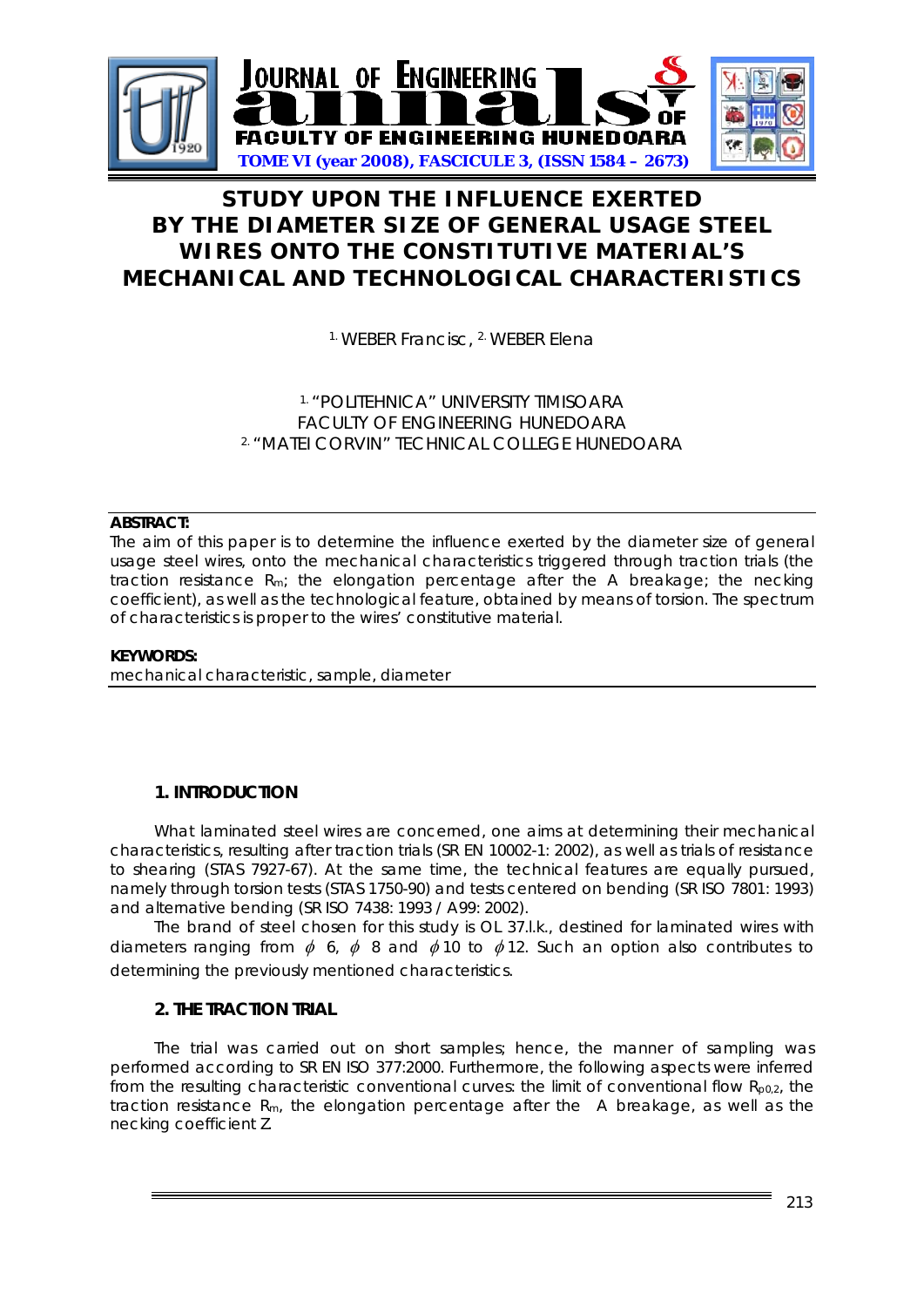# STUDY UPON THE INFLUENCE EXERTED BY THE DIAMETER SIZE OF GENERAL USAGE STEEL WIRES ONTO THE CONSTITUTIVE MATERIAL'S MECHANICAL AND TECHNOLOGICAL CHARACTERISTICS

[1.] WEBER Francisc, [2.] WEBER Elena

[1.] "POLITEHNICA" UNIVERSITY TIMISOARA
FACULTY OF ENGINEERING HUNEDOARA
[2.] "MATEI CORVIN" TECHNICAL COLLEGE HUNEDOARA

**ABSTRACT:**
The aim of this paper is to determine the influence exerted by the diameter size of general usage steel wires, onto the mechanical characteristics triggered through traction trials (the traction resistance $R_m$; the elongation percentage after the A breakage; the necking coefficient), as well as the technological feature, obtained by means of torsion. The spectrum of characteristics is proper to the wires' constitutive material.

**KEYWORDS:**
mechanical characteristic, sample, diameter

## 1. INTRODUCTION

What laminated steel wires are concerned, one aims at determining their mechanical characteristics, resulting after traction trials (SR EN 10002-1: 2002), as well as trials of resistance to shearing (STAS 7927-67). At the same time, the technical features are equally pursued, namely through torsion tests (STAS 1750-90) and tests centered on bending (SR ISO 7801: 1993) and alternative bending (SR ISO 7438: 1993 / A99: 2002).

The brand of steel chosen for this study is OL 37.l.k., destined for laminated wires with diameters ranging from $\phi$ 6, $\phi$ 8 and $\phi$10 to $\phi$12. Such an option also contributes to determining the previously mentioned characteristics.

## 2. THE TRACTION TRIAL

The trial was carried out on short samples; hence, the manner of sampling was performed according to SR EN ISO 377:2000. Furthermore, the following aspects were inferred from the resulting characteristic conventional curves: the limit of conventional flow $R_{p0,2}$, the traction resistance $R_m$, the elongation percentage after the A breakage, as well as the necking coefficient Z.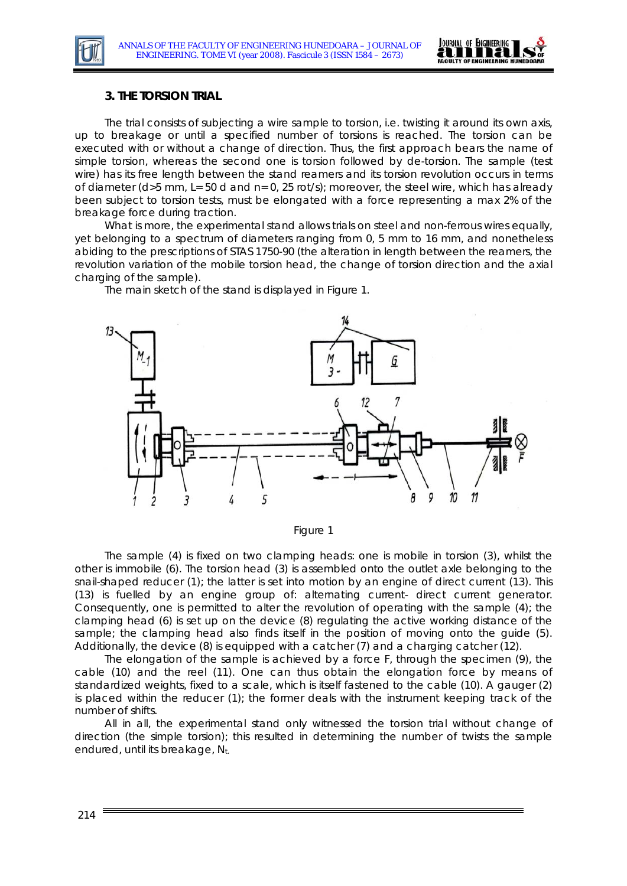### 3. THE TORSION TRIAL

The trial consists of subjecting a wire sample to torsion, i.e. twisting it around its own axis, up to breakage or until a specified number of torsions is reached. The torsion can be executed with or without a change of direction. Thus, the first approach bears the name of simple torsion, whereas the second one is torsion followed by de-torsion. The sample (test wire) has its free length between the stand reamers and its torsion revolution occurs in terms of diameter (d>5 mm, L= 50 d and n= 0, 25 rot/s); moreover, the steel wire, which has already been subject to torsion tests, must be elongated with a force representing a max 2% of the breakage force during traction.

What is more, the experimental stand allows trials on steel and non-ferrous wires equally, yet belonging to a spectrum of diameters ranging from 0, 5 mm to 16 mm, and nonetheless abiding to the prescriptions of STAS 1750-90 (the alteration in length between the reamers, the revolution variation of the mobile torsion head, the change of torsion direction and the axial charging of the sample).

The main sketch of the stand is displayed in Figure 1.

Figure 1

The sample (4) is fixed on two clamping heads: one is mobile in torsion (3), whilst the other is immobile (6). The torsion head (3) is assembled onto the outlet axle belonging to the snail-shaped reducer (1); the latter is set into motion by an engine of direct current (13). This (13) is fuelled by an engine group of: alternating current- direct current generator. Consequently, one is permitted to alter the revolution of operating with the sample (4); the clamping head (6) is set up on the device (8) regulating the active working distance of the sample; the clamping head also finds itself in the position of moving onto the guide (5). Additionally, the device (8) is equipped with a catcher (7) and a charging catcher (12).

The elongation of the sample is achieved by a force F, through the specimen (9), the cable (10) and the reel (11). One can thus obtain the elongation force by means of standardized weights, fixed to a scale, which is itself fastened to the cable (10). A gauger (2) is placed within the reducer (1); the former deals with the instrument keeping track of the number of shifts.

All in all, the experimental stand only witnessed the torsion trial without change of direction (the simple torsion); this resulted in determining the number of twists the sample endured, until its breakage, $N_t$.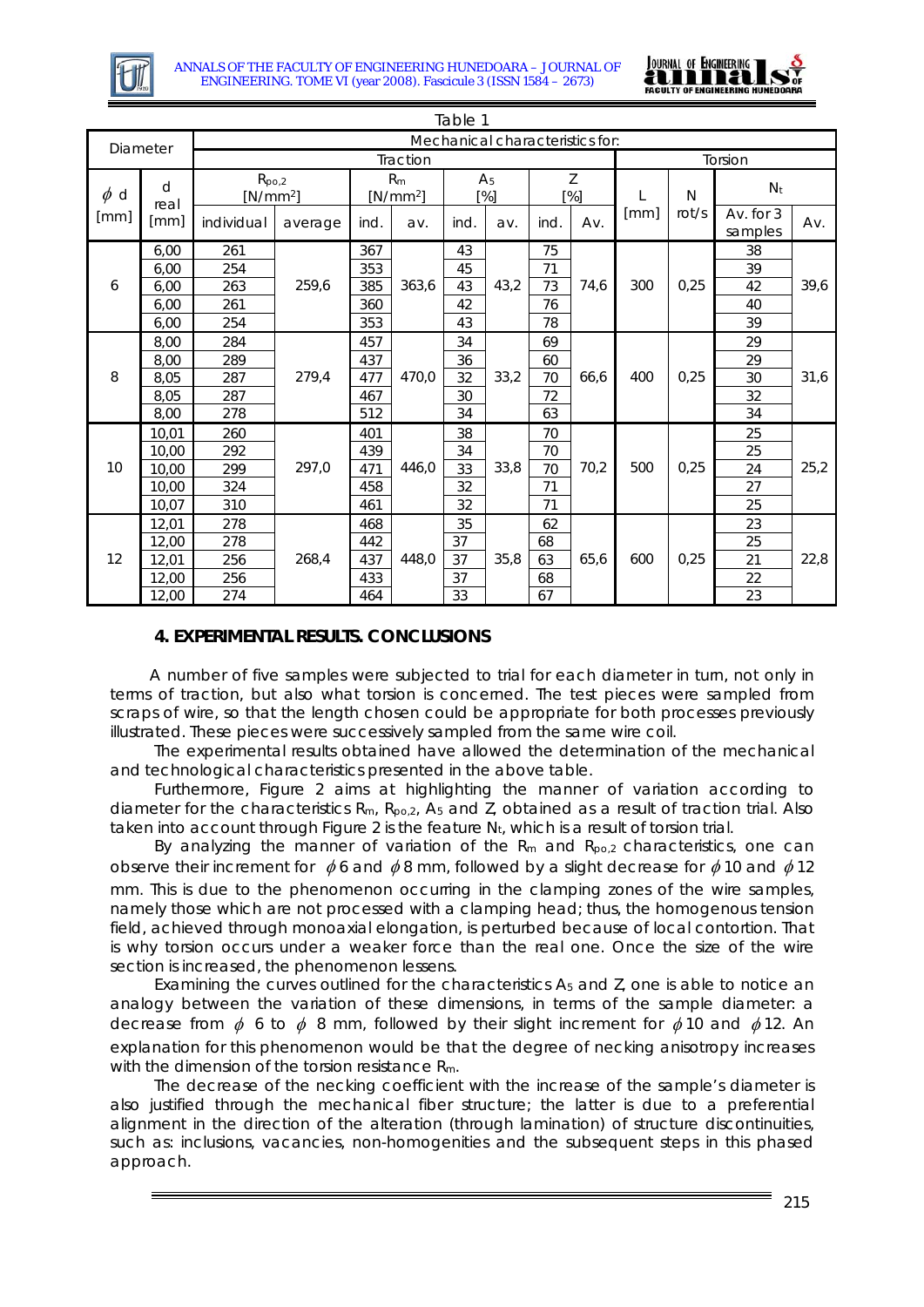Table 1

| Diameter | | Mechanical characteristics for: | | | | | | | | | | | |
|---|---|---|---|---|---|---|---|---|---|---|---|---|---|
| | | Traction | | | | | | | | Torsion | | | |
| $\phi$ d [mm] | d real [mm] | $R_{po,2}$ [N/mm$^2$] | | $R_m$ [N/mm$^2$] | | $A_5$ [%] | | Z [%] | | L [mm] | N rot/s | $N_t$ | |
| | | individual | average | ind. | av. | ind. | av. | ind. | Av. | | | Av. for 3 samples | Av. |
| 6 | 6,00 | 261 | 259,6 | 367 | 363,6 | 43 | 43,2 | 75 | 74,6 | 300 | 0,25 | 38 | 39,6 |
| | 6,00 | 254 | | 353 | | 45 | | 71 | | | | 39 | |
| | 6,00 | 263 | | 385 | | 43 | | 73 | | | | 42 | |
| | 6,00 | 261 | | 360 | | 42 | | 76 | | | | 40 | |
| | 6,00 | 254 | | 353 | | 43 | | 78 | | | | 39 | |
| 8 | 8,00 | 284 | 279,4 | 457 | 470,0 | 34 | 33,2 | 69 | 66,6 | 400 | 0,25 | 29 | 31,6 |
| | 8,00 | 289 | | 437 | | 36 | | 60 | | | | 29 | |
| | 8,05 | 287 | | 477 | | 32 | | 70 | | | | 30 | |
| | 8,05 | 287 | | 467 | | 30 | | 72 | | | | 32 | |
| | 8,00 | 278 | | 512 | | 34 | | 63 | | | | 34 | |
| 10 | 10,01 | 260 | 297,0 | 401 | 446,0 | 38 | 33,8 | 70 | 70,2 | 500 | 0,25 | 25 | 25,2 |
| | 10,00 | 292 | | 439 | | 34 | | 70 | | | | 25 | |
| | 10,00 | 299 | | 471 | | 33 | | 70 | | | | 24 | |
| | 10,00 | 324 | | 458 | | 32 | | 71 | | | | 27 | |
| | 10,07 | 310 | | 461 | | 32 | | 71 | | | | 25 | |
| 12 | 12,01 | 278 | 268,4 | 468 | 448,0 | 35 | 35,8 | 62 | 65,6 | 600 | 0,25 | 23 | 22,8 |
| | 12,00 | 278 | | 442 | | 37 | | 68 | | | | 25 | |
| | 12,01 | 256 | | 437 | | 37 | | 63 | | | | 21 | |
| | 12,00 | 256 | | 433 | | 37 | | 68 | | | | 22 | |
| | 12,00 | 274 | | 464 | | 33 | | 67 | | | | 23 | |

## 4. EXPERIMENTAL RESULTS. CONCLUSIONS

A number of five samples were subjected to trial for each diameter in turn, not only in terms of traction, but also what torsion is concerned. The test pieces were sampled from scraps of wire, so that the length chosen could be appropriate for both processes previously illustrated. These pieces were successively sampled from the same wire coil.

The experimental results obtained have allowed the determination of the mechanical and technological characteristics presented in the above table.

Furthermore, Figure 2 aims at highlighting the manner of variation according to diameter for the characteristics $R_m$, $R_{po,2}$, $A_5$ and Z, obtained as a result of traction trial. Also taken into account through Figure 2 is the feature $N_t$, which is a result of torsion trial.

By analyzing the manner of variation of the $R_m$ and $R_{po,2}$ characteristics, one can observe their increment for $\phi$6 and $\phi$8 mm, followed by a slight decrease for $\phi$10 and $\phi$12 mm. This is due to the phenomenon occurring in the clamping zones of the wire samples, namely those which are not processed with a clamping head; thus, the homogenous tension field, achieved through monoaxial elongation, is perturbed because of local contortion. That is why torsion occurs under a weaker force than the real one. Once the size of the wire section is increased, the phenomenon lessens.

Examining the curves outlined for the characteristics $A_5$ and Z, one is able to notice an analogy between the variation of these dimensions, in terms of the sample diameter: a decrease from $\phi$ 6 to $\phi$ 8 mm, followed by their slight increment for $\phi$10 and $\phi$12. An explanation for this phenomenon would be that the degree of necking anisotropy increases with the dimension of the torsion resistance $R_m$.

The decrease of the necking coefficient with the increase of the sample's diameter is also justified through the mechanical fiber structure; the latter is due to a preferential alignment in the direction of the alteration (through lamination) of structure discontinuities, such as: inclusions, vacancies, non-homogenities and the subsequent steps in this phased approach.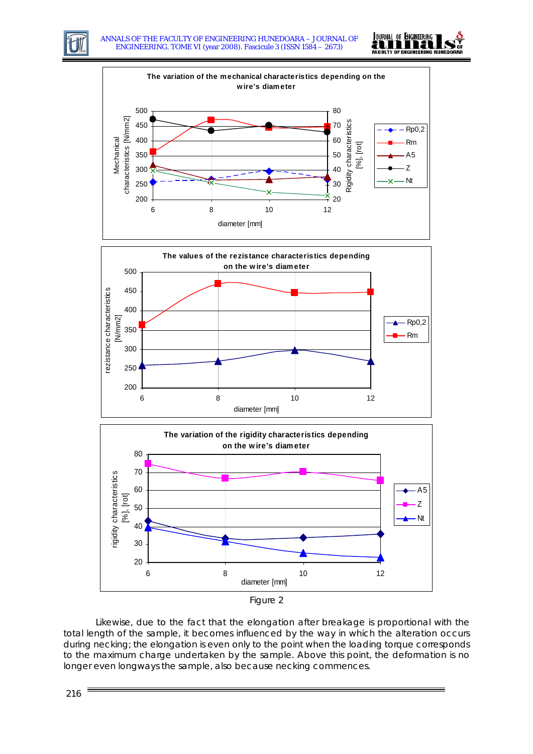Figure 2

Likewise, due to the fact that the elongation after breakage is proportional with the total length of the sample, it becomes influenced by the way in which the alteration occurs during necking; the elongation is even only to the point when the loading torque corresponds to the maximum charge undertaken by the sample. Above this point, the deformation is no longer even longways the sample, also because necking commences.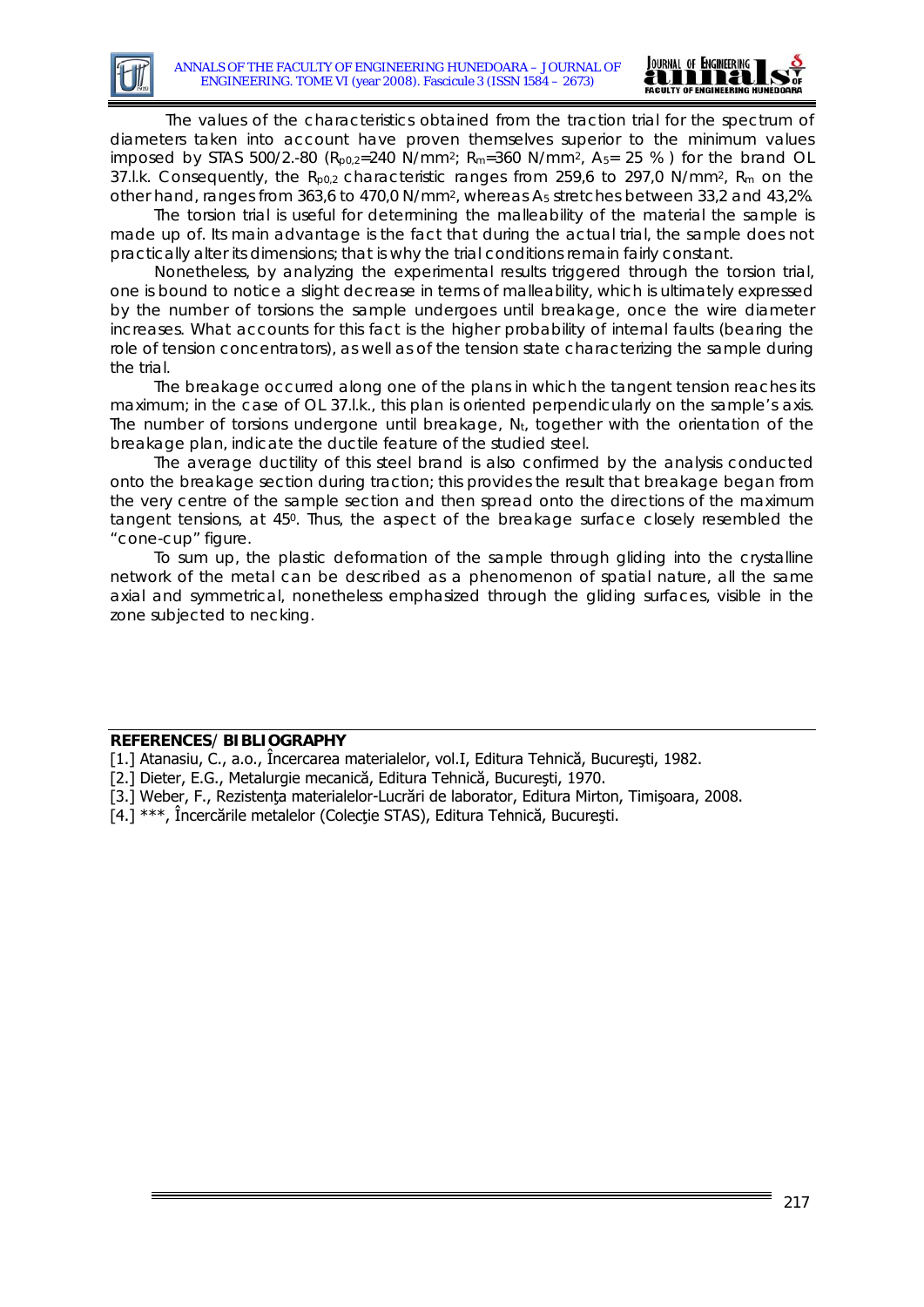The values of the characteristics obtained from the traction trial for the spectrum of diameters taken into account have proven themselves superior to the minimum values imposed by STAS 500/2.-80 ($R_{p0,2}$=240 N/mm$^2$; $R_m$=360 N/mm$^2$, $A_5$= 25 % ) for the brand OL 37.l.k. Consequently, the $R_{p0,2}$ characteristic ranges from 259,6 to 297,0 N/mm$^2$, $R_m$ on the other hand, ranges from 363,6 to 470,0 N/mm$^2$, whereas $A_5$ stretches between 33,2 and 43,2%.

The torsion trial is useful for determining the malleability of the material the sample is made up of. Its main advantage is the fact that during the actual trial, the sample does not practically alter its dimensions; that is why the trial conditions remain fairly constant.

Nonetheless, by analyzing the experimental results triggered through the torsion trial, one is bound to notice a slight decrease in terms of malleability, which is ultimately expressed by the number of torsions the sample undergoes until breakage, once the wire diameter increases. What accounts for this fact is the higher probability of internal faults (bearing the role of tension concentrators), as well as of the tension state characterizing the sample during the trial.

The breakage occurred along one of the plans in which the tangent tension reaches its maximum; in the case of OL 37.l.k., this plan is oriented perpendicularly on the sample's axis. The number of torsions undergone until breakage, $N_t$, together with the orientation of the breakage plan, indicate the ductile feature of the studied steel.

The average ductility of this steel brand is also confirmed by the analysis conducted onto the breakage section during traction; this provides the result that breakage began from the very centre of the sample section and then spread onto the directions of the maximum tangent tensions, at 45$^0$. Thus, the aspect of the breakage surface closely resembled the "cone-cup" figure.

To sum up, the plastic deformation of the sample through gliding into the crystalline network of the metal can be described as a phenomenon of spatial nature, all the same axial and symmetrical, nonetheless emphasized through the gliding surfaces, visible in the zone subjected to necking.

## REFERENCES/ BIBLIOGRAPHY

[1.] Atanasiu, C., a.o., Încercarea materialelor, vol.I, Editura Tehnică, Bucureşti, 1982.

[2.] Dieter, E.G., Metalurgie mecanică, Editura Tehnică, Bucureşti, 1970.

[3.] Weber, F., Rezistenţa materialelor-Lucrări de laborator, Editura Mirton, Timişoara, 2008.

[4.] ***, Încercările metalelor (Colecţie STAS), Editura Tehnică, Bucureşti.